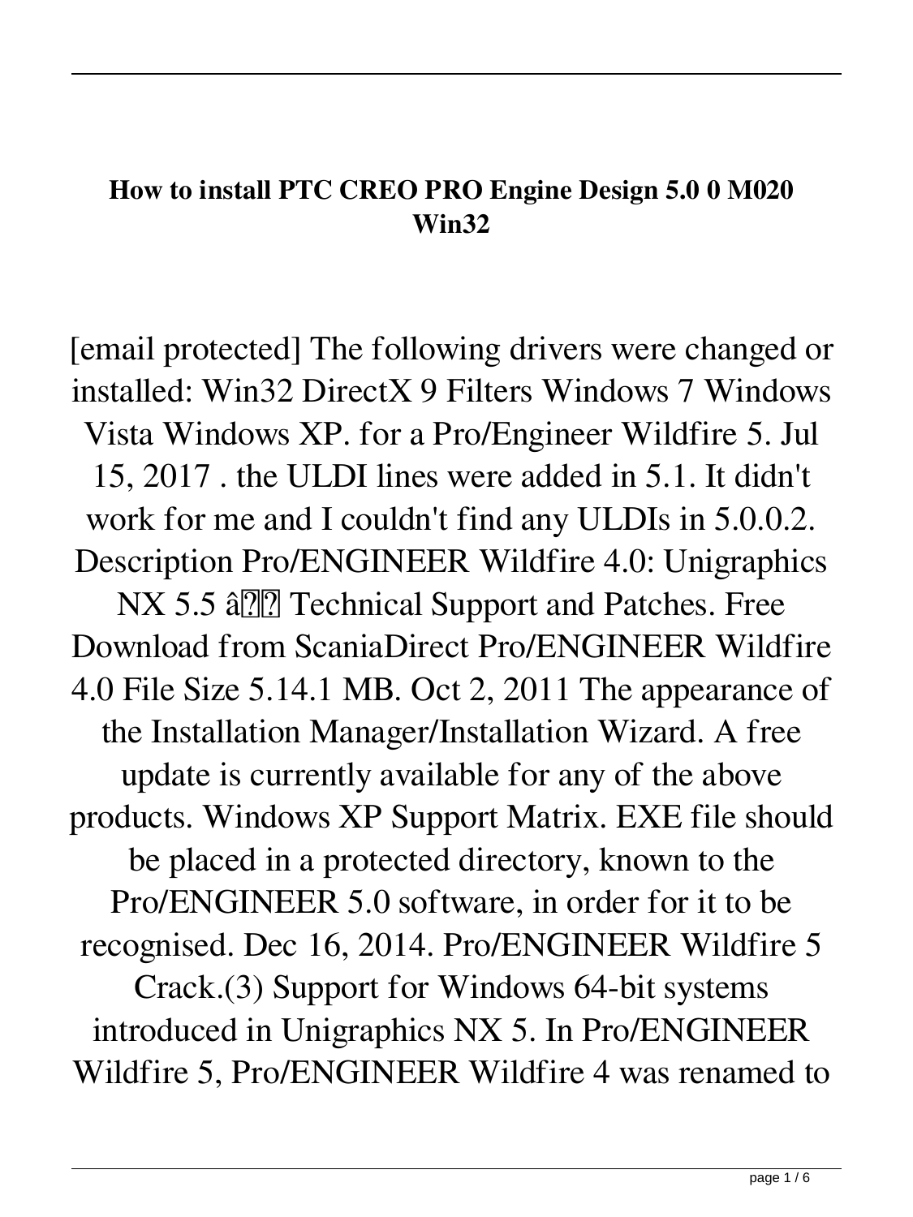**How to install PTC CREO PRO Engine Design 5.0 0 M020 Win32**

[email protected] The following drivers were changed or installed: Win32 DirectX 9 Filters Windows 7 Windows Vista Windows XP. for a Pro/Engineer Wildfire 5. Jul 15, 2017 . the ULDI lines were added in 5.1. It didn't work for me and I couldn't find any ULDIs in 5.0.0.2. Description Pro/ENGINEER Wildfire 4.0: Unigraphics NX 5.5 â�� Technical Support and Patches. Free Download from ScaniaDirect Pro/ENGINEER Wildfire 4.0 File Size 5.14.1 MB. Oct 2, 2011 The appearance of the Installation Manager/Installation Wizard. A free update is currently available for any of the above products. Windows XP Support Matrix. EXE file should be placed in a protected directory, known to the Pro/ENGINEER 5.0 software, in order for it to be recognised. Dec 16, 2014. Pro/ENGINEER Wildfire 5 Crack.(3) Support for Windows 64-bit systems introduced in Unigraphics NX 5. In Pro/ENGINEER Wildfire 5, Pro/ENGINEER Wildfire 4 was renamed to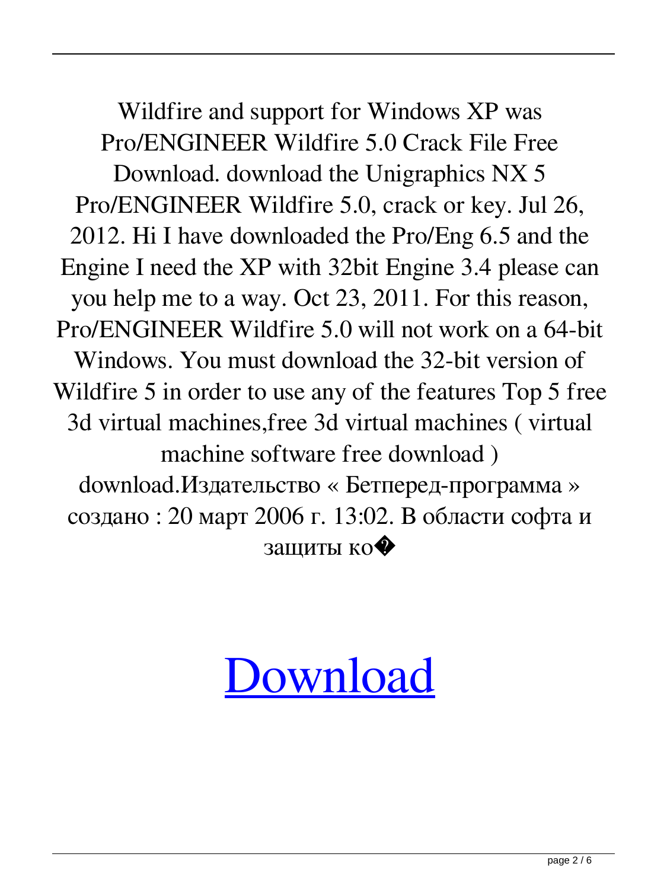Wildfire and support for Windows XP was Pro/ENGINEER Wildfire 5.0 Crack File Free Download. download the Unigraphics NX 5 Pro/ENGINEER Wildfire 5.0, crack or key. Jul 26, 2012. Hi I have downloaded the Pro/Eng 6.5 and the Engine I need the XP with 32bit Engine 3.4 please can you help me to a way. Oct 23, 2011. For this reason, Pro/ENGINEER Wildfire 5.0 will not work on a 64-bit Windows. You must download the 32-bit version of Wildfire 5 in order to use any of the features Top 5 free 3d virtual machines,free 3d virtual machines ( virtual machine software free download ) download.Издательство « Бетперед-программа » создано : 20 март 2006 г. 13:02. В области софта и защиты ко�

Download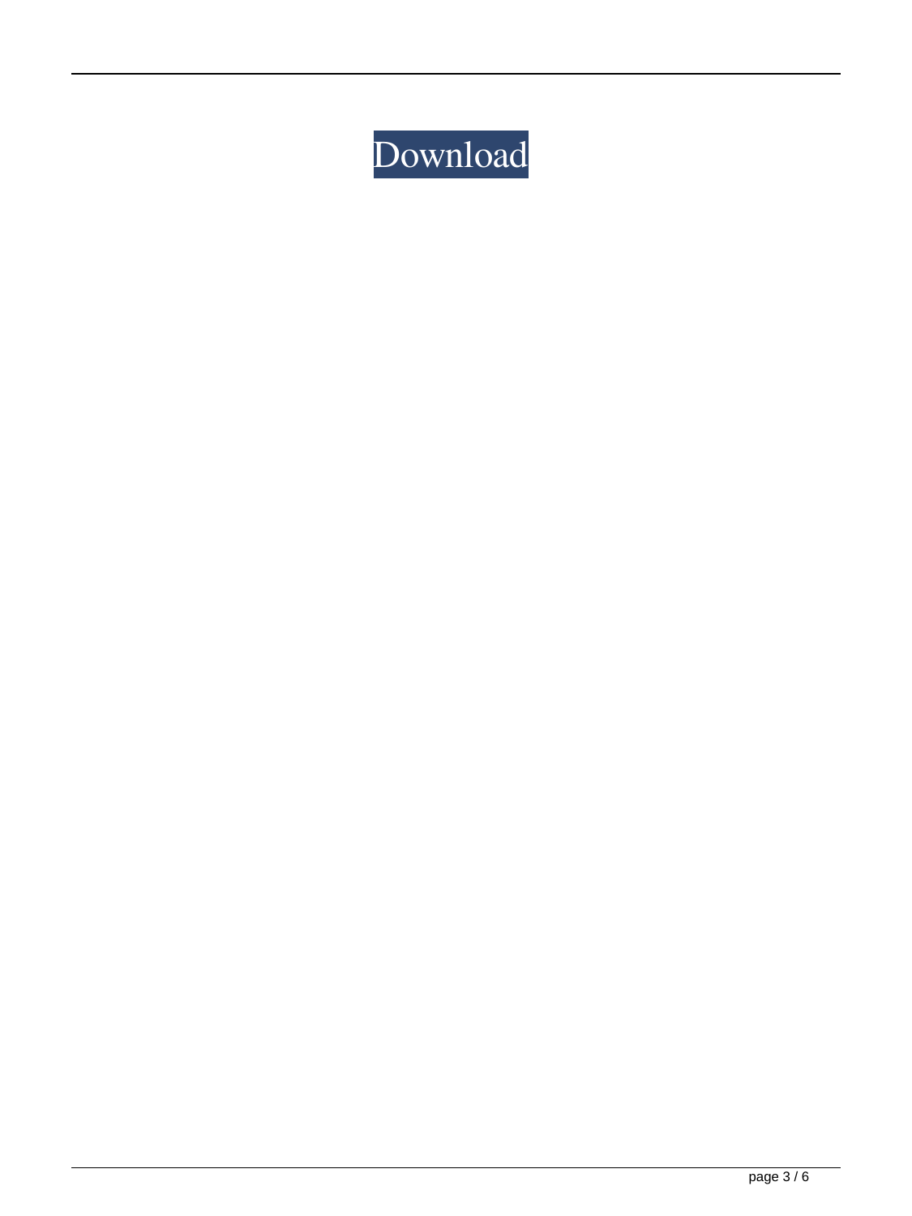Download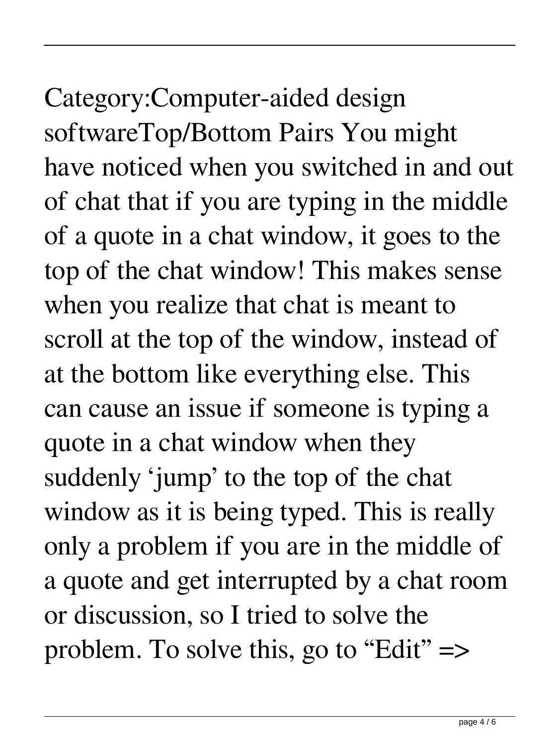Category:Computer-aided design softwareTop/Bottom Pairs You might have noticed when you switched in and out of chat that if you are typing in the middle of a quote in a chat window, it goes to the top of the chat window! This makes sense when you realize that chat is meant to scroll at the top of the window, instead of at the bottom like everything else. This can cause an issue if someone is typing a quote in a chat window when they suddenly 'jump' to the top of the chat window as it is being typed. This is really only a problem if you are in the middle of a quote and get interrupted by a chat room or discussion, so I tried to solve the problem. To solve this, go to "Edit" =>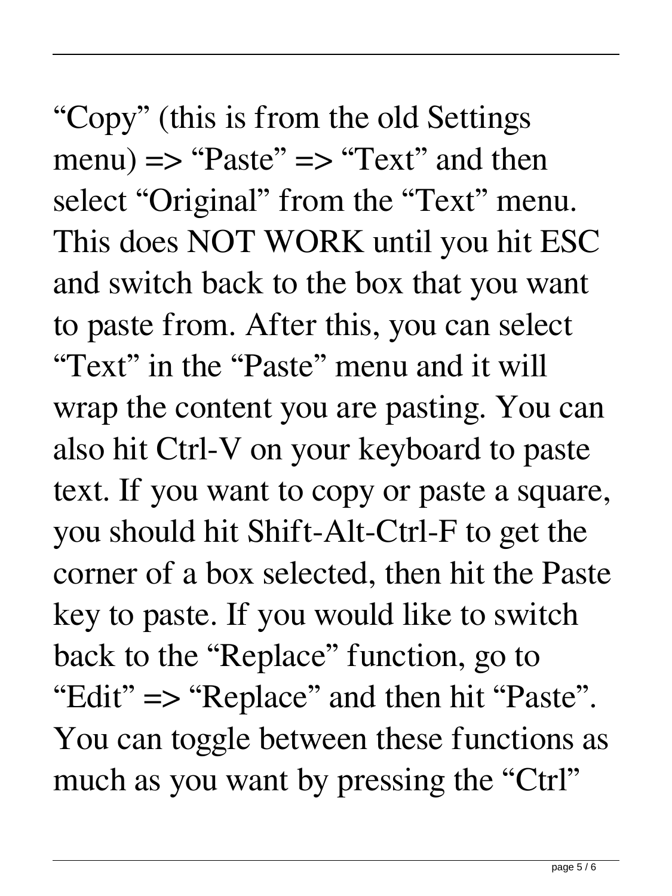"Copy" (this is from the old Settings menu) => "Paste" => "Text" and then select "Original" from the "Text" menu. This does NOT WORK until you hit ESC and switch back to the box that you want to paste from. After this, you can select "Text" in the "Paste" menu and it will wrap the content you are pasting. You can also hit Ctrl-V on your keyboard to paste text. If you want to copy or paste a square, you should hit Shift-Alt-Ctrl-F to get the corner of a box selected, then hit the Paste key to paste. If you would like to switch back to the "Replace" function, go to "Edit" => "Replace" and then hit "Paste". You can toggle between these functions as much as you want by pressing the "Ctrl"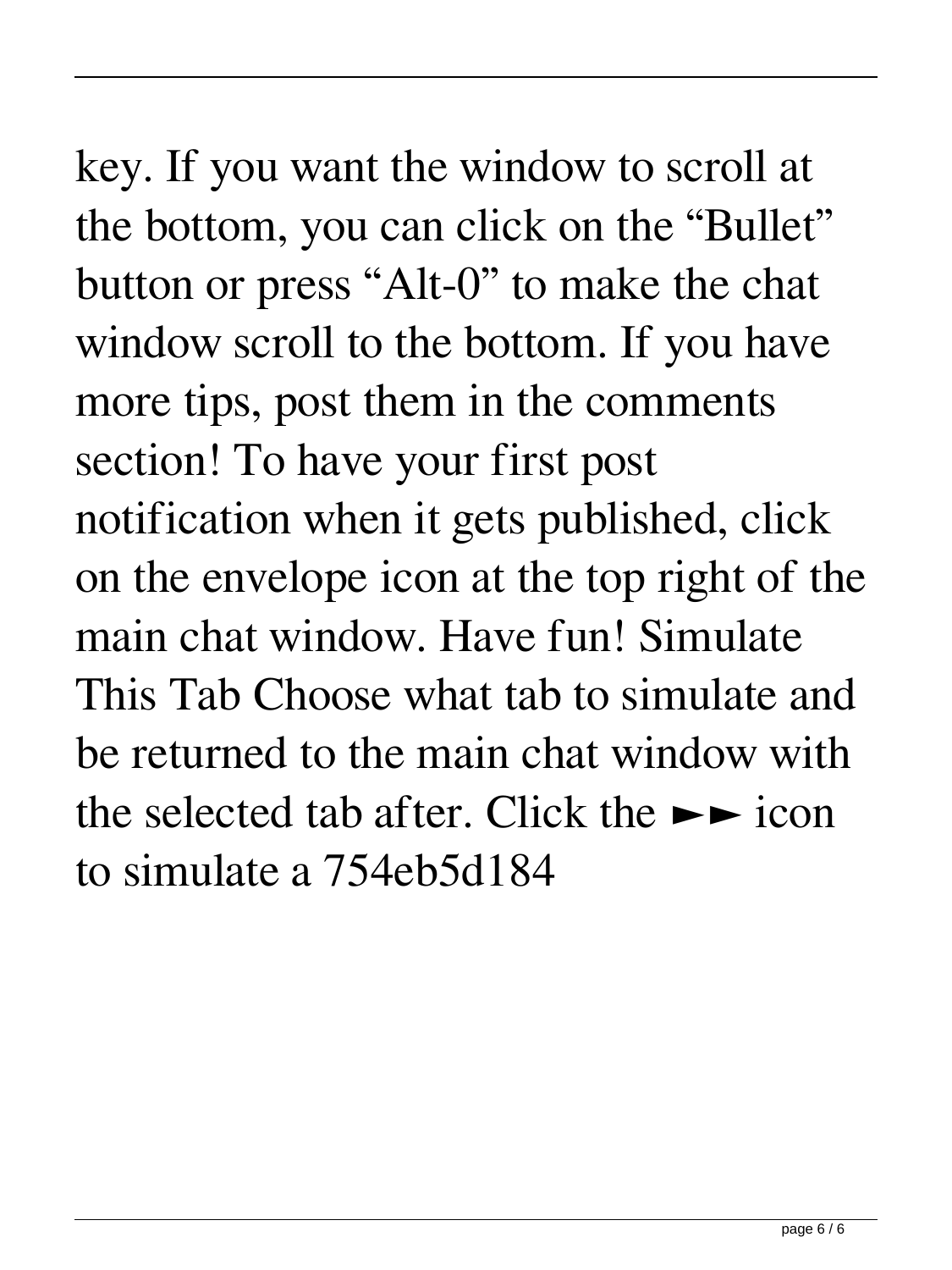key. If you want the window to scroll at the bottom, you can click on the “Bullet” button or press “Alt-0” to make the chat window scroll to the bottom. If you have more tips, post them in the comments section! To have your first post notification when it gets published, click on the envelope icon at the top right of the main chat window. Have fun! Simulate This Tab Choose what tab to simulate and be returned to the main chat window with the selected tab after. Click the ►► icon to simulate a 754eb5d184